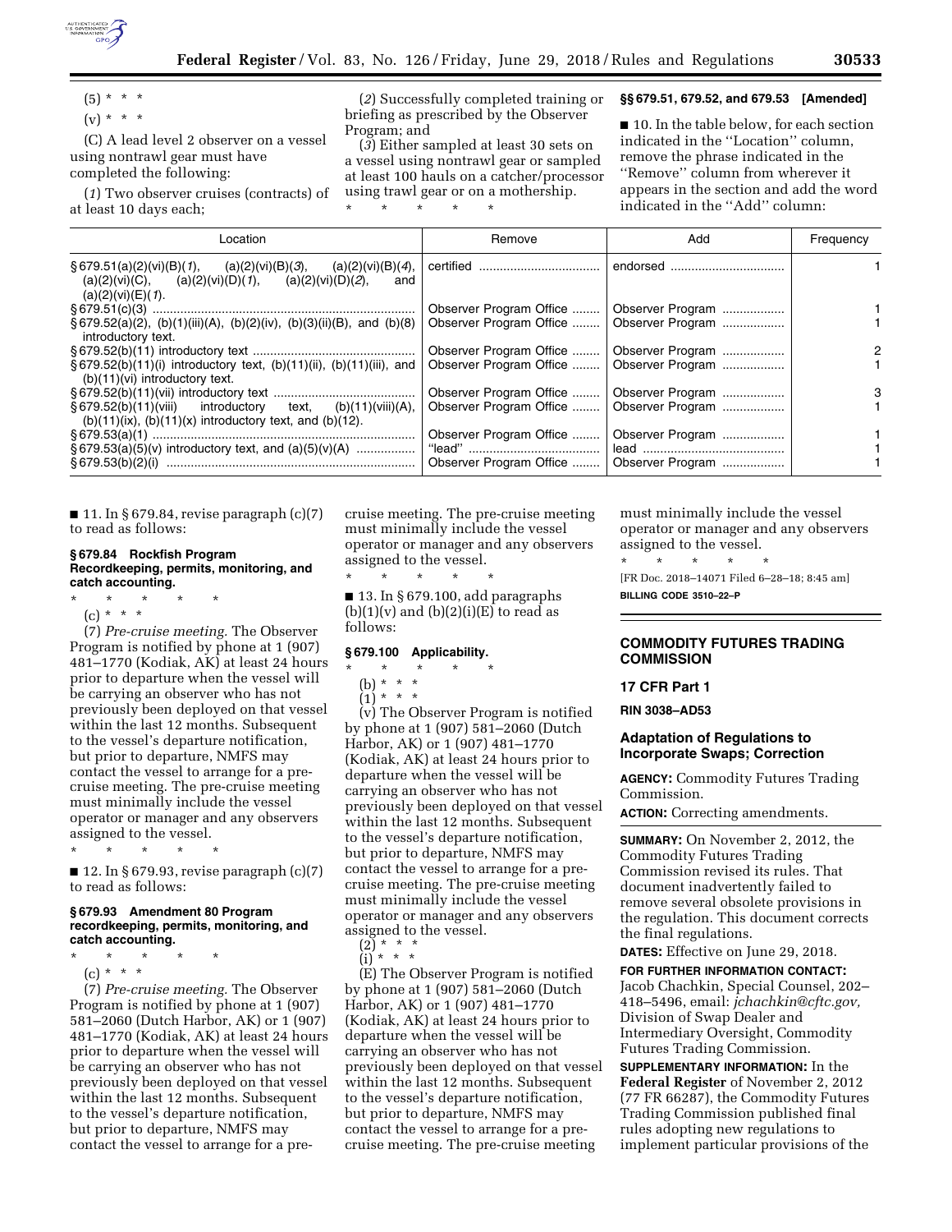(5) * * *

(v) * * *

(C) A lead level 2 observer on a vessel using nontrawl gear must have completed the following:

(*1*) Two observer cruises (contracts) of at least 10 days each;

(*2*) Successfully completed training or briefing as prescribed by the Observer Program; and

(*3*) Either sampled at least 30 sets on a vessel using nontrawl gear or sampled at least 100 hauls on a catcher/processor using trawl gear or on a mothership.

\* \* \* \* \*

### §§ 679.51, 679.52, and 679.53 [Amended]

■ 10. In the table below, for each section indicated in the ''Location'' column, remove the phrase indicated in the ''Remove'' column from wherever it appears in the section and add the word indicated in the ''Add'' column:

| Location | Remove | Add | Frequency |
|---|---|---|---|
| § 679.51(a)(2)(vi)(B)(*1*), (a)(2)(vi)(B)(*3*), (a)(2)(vi)(B)(*4*), (a)(2)(vi)(C), (a)(2)(vi)(D)(*1*), (a)(2)(vi)(D)(*2*), and (a)(2)(vi)(E)(*1*). | certified | endorsed | 1 |
| § 679.51(c)(3) | Observer Program Office | Observer Program | 1 |
| § 679.52(a)(2), (b)(1)(iii)(A), (b)(2)(iv), (b)(3)(ii)(B), and (b)(8) introductory text. | Observer Program Office | Observer Program | 1 |
| § 679.52(b)(11) introductory text | Observer Program Office | Observer Program | 2 |
| § 679.52(b)(11)(i) introductory text, (b)(11)(ii), (b)(11)(iii), and (b)(11)(vi) introductory text. | Observer Program Office | Observer Program | 1 |
| § 679.52(b)(11)(vii) introductory text | Observer Program Office | Observer Program | 3 |
| § 679.52(b)(11)(viii) introductory text, (b)(11)(viii)(A), (b)(11)(ix), (b)(11)(x) introductory text, and (b)(12). | Observer Program Office | Observer Program | 1 |
| § 679.53(a)(1) | Observer Program Office | Observer Program | 1 |
| § 679.53(a)(5)(v) introductory text, and (a)(5)(v)(A) | ''lead'' | lead | 1 |
| § 679.53(b)(2)(i) | Observer Program Office | Observer Program | 1 |

■ 11. In § 679.84, revise paragraph (c)(7) to read as follows:

### § 679.84 Rockfish Program Recordkeeping, permits, monitoring, and catch accounting.

\* \* \* \* \*

(c) * * *

(7) *Pre-cruise meeting.* The Observer Program is notified by phone at 1 (907) 481–1770 (Kodiak, AK) at least 24 hours prior to departure when the vessel will be carrying an observer who has not previously been deployed on that vessel within the last 12 months. Subsequent to the vessel's departure notification, but prior to departure, NMFS may contact the vessel to arrange for a pre-cruise meeting. The pre-cruise meeting must minimally include the vessel operator or manager and any observers assigned to the vessel.

\* \* \* \* \*

■ 12. In § 679.93, revise paragraph (c)(7) to read as follows:

### § 679.93 Amendment 80 Program recordkeeping, permits, monitoring, and catch accounting.

\* \* \* \* \*

(c) * * *

(7) *Pre-cruise meeting.* The Observer Program is notified by phone at 1 (907) 581–2060 (Dutch Harbor, AK) or 1 (907) 481–1770 (Kodiak, AK) at least 24 hours prior to departure when the vessel will be carrying an observer who has not previously been deployed on that vessel within the last 12 months. Subsequent to the vessel's departure notification, but prior to departure, NMFS may contact the vessel to arrange for a pre-cruise meeting. The pre-cruise meeting must minimally include the vessel operator or manager and any observers assigned to the vessel.

\* \* \* \* \*

■ 13. In § 679.100, add paragraphs (b)(1)(v) and (b)(2)(i)(E) to read as follows:

### § 679.100 Applicability.

\* \* \* \* \*

(b) * * *

(1) * * *

(v) The Observer Program is notified by phone at 1 (907) 581–2060 (Dutch Harbor, AK) or 1 (907) 481–1770 (Kodiak, AK) at least 24 hours prior to departure when the vessel will be carrying an observer who has not previously been deployed on that vessel within the last 12 months. Subsequent to the vessel's departure notification, but prior to departure, NMFS may contact the vessel to arrange for a pre-cruise meeting. The pre-cruise meeting must minimally include the vessel operator or manager and any observers assigned to the vessel.

(2) * * *

(i) * * *

(E) The Observer Program is notified by phone at 1 (907) 581–2060 (Dutch Harbor, AK) or 1 (907) 481–1770 (Kodiak, AK) at least 24 hours prior to departure when the vessel will be carrying an observer who has not previously been deployed on that vessel within the last 12 months. Subsequent to the vessel's departure notification, but prior to departure, NMFS may contact the vessel to arrange for a pre-cruise meeting. The pre-cruise meeting must minimally include the vessel operator or manager and any observers assigned to the vessel.

\* \* \* \* \*

[FR Doc. 2018–14071 Filed 6–28–18; 8:45 am]

**BILLING CODE 3510–22–P**

## COMMODITY FUTURES TRADING COMMISSION

### 17 CFR Part 1

**RIN 3038–AD53**

### Adaptation of Regulations to Incorporate Swaps; Correction

**AGENCY:** Commodity Futures Trading Commission.

**ACTION:** Correcting amendments.

**SUMMARY:** On November 2, 2012, the Commodity Futures Trading Commission revised its rules. That document inadvertently failed to remove several obsolete provisions in the regulation. This document corrects the final regulations.

**DATES:** Effective on June 29, 2018.

**FOR FURTHER INFORMATION CONTACT:** Jacob Chachkin, Special Counsel, 202–418–5496, email: *jchachkin@cftc.gov,* Division of Swap Dealer and Intermediary Oversight, Commodity Futures Trading Commission.

**SUPPLEMENTARY INFORMATION:** In the **Federal Register** of November 2, 2012 (77 FR 66287), the Commodity Futures Trading Commission published final rules adopting new regulations to implement particular provisions of the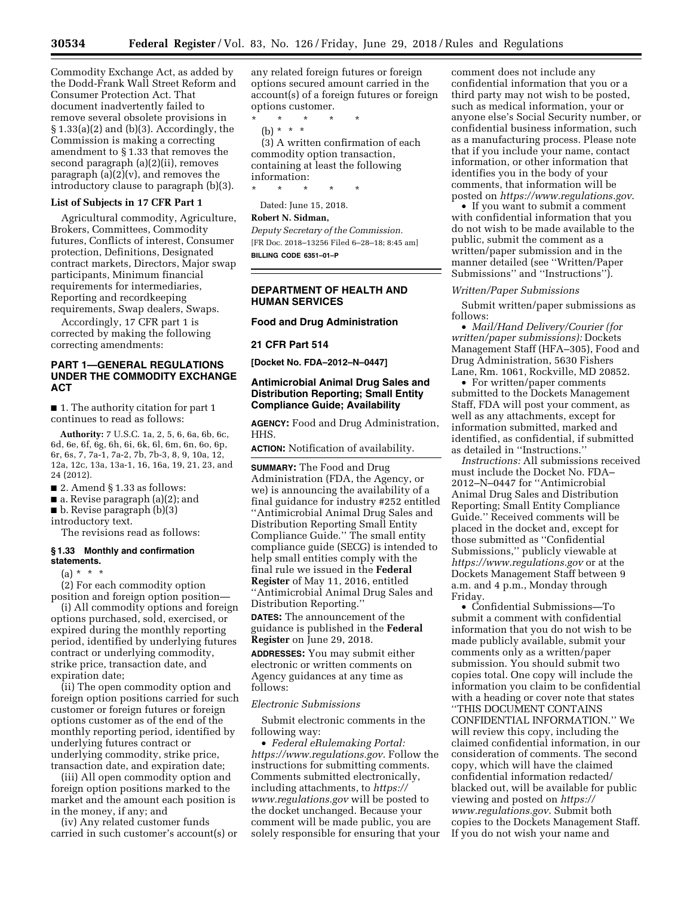Commodity Exchange Act, as added by the Dodd-Frank Wall Street Reform and Consumer Protection Act. That document inadvertently failed to remove several obsolete provisions in § 1.33(a)(2) and (b)(3). Accordingly, the Commission is making a correcting amendment to § 1.33 that removes the second paragraph (a)(2)(ii), removes paragraph (a)(2)(v), and removes the introductory clause to paragraph (b)(3).

**List of Subjects in 17 CFR Part 1**

Agricultural commodity, Agriculture, Brokers, Committees, Commodity futures, Conflicts of interest, Consumer protection, Definitions, Designated contract markets, Directors, Major swap participants, Minimum financial requirements for intermediaries, Reporting and recordkeeping requirements, Swap dealers, Swaps.

Accordingly, 17 CFR part 1 is corrected by making the following correcting amendments:

## PART 1—GENERAL REGULATIONS UNDER THE COMMODITY EXCHANGE ACT

■ 1. The authority citation for part 1 continues to read as follows:

**Authority:** 7 U.S.C. 1a, 2, 5, 6, 6a, 6b, 6c, 6d, 6e, 6f, 6g, 6h, 6i, 6k, 6l, 6m, 6n, 6o, 6p, 6r, 6s, 7, 7a-1, 7a-2, 7b, 7b-3, 8, 9, 10a, 12, 12a, 12c, 13a, 13a-1, 16, 16a, 19, 21, 23, and 24 (2012).

■ 2. Amend § 1.33 as follows:

■ a. Revise paragraph (a)(2); and

■ b. Revise paragraph (b)(3) introductory text.

The revisions read as follows:

**§ 1.33 Monthly and confirmation statements.**

(a) * * *

(2) For each commodity option position and foreign option position—

(i) All commodity options and foreign options purchased, sold, exercised, or expired during the monthly reporting period, identified by underlying futures contract or underlying commodity, strike price, transaction date, and expiration date;

(ii) The open commodity option and foreign option positions carried for such customer or foreign futures or foreign options customer as of the end of the monthly reporting period, identified by underlying futures contract or underlying commodity, strike price, transaction date, and expiration date;

(iii) All open commodity option and foreign option positions marked to the market and the amount each position is in the money, if any; and

(iv) Any related customer funds carried in such customer's account(s) or any related foreign futures or foreign options secured amount carried in the account(s) of a foreign futures or foreign options customer.

\* \* \* \* \*

(b) * * *

(3) A written confirmation of each commodity option transaction, containing at least the following information:

\* \* \* \* \*

Dated: June 15, 2018.

**Robert N. Sidman,**

*Deputy Secretary of the Commission.*

[FR Doc. 2018–13256 Filed 6–28–18; 8:45 am]

**BILLING CODE 6351–01–P**

## DEPARTMENT OF HEALTH AND HUMAN SERVICES

### Food and Drug Administration

### 21 CFR Part 514

**[Docket No. FDA–2012–N–0447]**

### Antimicrobial Animal Drug Sales and Distribution Reporting; Small Entity Compliance Guide; Availability

**AGENCY:** Food and Drug Administration, HHS.

**ACTION:** Notification of availability.

**SUMMARY:** The Food and Drug Administration (FDA, the Agency, or we) is announcing the availability of a final guidance for industry #252 entitled ''Antimicrobial Animal Drug Sales and Distribution Reporting Small Entity Compliance Guide.'' The small entity compliance guide (SECG) is intended to help small entities comply with the final rule we issued in the **Federal Register** of May 11, 2016, entitled ''Antimicrobial Animal Drug Sales and Distribution Reporting.''

**DATES:** The announcement of the guidance is published in the **Federal Register** on June 29, 2018.

**ADDRESSES:** You may submit either electronic or written comments on Agency guidances at any time as follows:

*Electronic Submissions*

Submit electronic comments in the following way:

• *Federal eRulemaking Portal: https://www.regulations.gov*. Follow the instructions for submitting comments. Comments submitted electronically, including attachments, to *https://www.regulations.gov* will be posted to the docket unchanged. Because your comment will be made public, you are solely responsible for ensuring that your comment does not include any confidential information that you or a third party may not wish to be posted, such as medical information, your or anyone else's Social Security number, or confidential business information, such as a manufacturing process. Please note that if you include your name, contact information, or other information that identifies you in the body of your comments, that information will be posted on *https://www.regulations.gov*.

• If you want to submit a comment with confidential information that you do not wish to be made available to the public, submit the comment as a written/paper submission and in the manner detailed (see ''Written/Paper Submissions'' and ''Instructions'').

*Written/Paper Submissions*

Submit written/paper submissions as follows:

• *Mail/Hand Delivery/Courier (for written/paper submissions):* Dockets Management Staff (HFA–305), Food and Drug Administration, 5630 Fishers Lane, Rm. 1061, Rockville, MD 20852.

• For written/paper comments submitted to the Dockets Management Staff, FDA will post your comment, as well as any attachments, except for information submitted, marked and identified, as confidential, if submitted as detailed in ''Instructions.''

*Instructions:* All submissions received must include the Docket No. FDA–2012–N–0447 for ''Antimicrobial Animal Drug Sales and Distribution Reporting; Small Entity Compliance Guide.'' Received comments will be placed in the docket and, except for those submitted as ''Confidential Submissions,'' publicly viewable at *https://www.regulations.gov* or at the Dockets Management Staff between 9 a.m. and 4 p.m., Monday through Friday.

• Confidential Submissions—To submit a comment with confidential information that you do not wish to be made publicly available, submit your comments only as a written/paper submission. You should submit two copies total. One copy will include the information you claim to be confidential with a heading or cover note that states ''THIS DOCUMENT CONTAINS CONFIDENTIAL INFORMATION.'' We will review this copy, including the claimed confidential information, in our consideration of comments. The second copy, which will have the claimed confidential information redacted/blacked out, will be available for public viewing and posted on *https://www.regulations.gov*. Submit both copies to the Dockets Management Staff. If you do not wish your name and